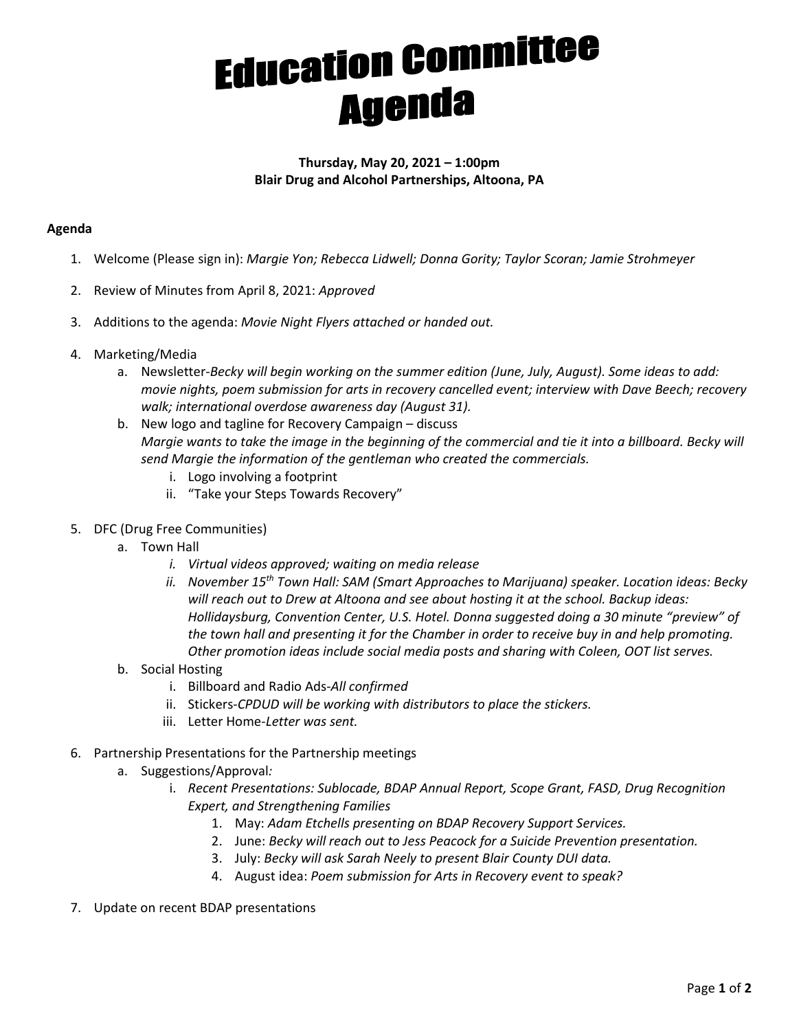# Education Committee Agenda

**Thursday, May 20, 2021 – 1:00pm**
**Blair Drug and Alcohol Partnerships, Altoona, PA**

**Agenda**

1. Welcome (Please sign in): *Margie Yon; Rebecca Lidwell; Donna Gority; Taylor Scoran; Jamie Strohmeyer*

2. Review of Minutes from April 8, 2021: *Approved*

3. Additions to the agenda: *Movie Night Flyers attached or handed out.*

4. Marketing/Media
   a. Newsletter-*Becky will begin working on the summer edition (June, July, August). Some ideas to add: movie nights, poem submission for arts in recovery cancelled event; interview with Dave Beech; recovery walk; international overdose awareness day (August 31).*
   b. New logo and tagline for Recovery Campaign – discuss
   *Margie wants to take the image in the beginning of the commercial and tie it into a billboard. Becky will send Margie the information of the gentleman who created the commercials.*
      i. Logo involving a footprint
      ii. "Take your Steps Towards Recovery"

5. DFC (Drug Free Communities)
   a. Town Hall
      i. *Virtual videos approved; waiting on media release*
      ii. *November 15th Town Hall: SAM (Smart Approaches to Marijuana) speaker. Location ideas: Becky will reach out to Drew at Altoona and see about hosting it at the school. Backup ideas: Hollidaysburg, Convention Center, U.S. Hotel. Donna suggested doing a 30 minute "preview" of the town hall and presenting it for the Chamber in order to receive buy in and help promoting. Other promotion ideas include social media posts and sharing with Coleen, OOT list serves.*
   b. Social Hosting
      i. Billboard and Radio Ads-*All confirmed*
      ii. Stickers-*CPDUD will be working with distributors to place the stickers.*
      iii. Letter Home-*Letter was sent.*

6. Partnership Presentations for the Partnership meetings
   a. Suggestions/Approval*:*
      i. *Recent Presentations: Sublocade, BDAP Annual Report, Scope Grant, FASD, Drug Recognition Expert, and Strengthening Families*
         1. May: *Adam Etchells presenting on BDAP Recovery Support Services.*
         2. June: *Becky will reach out to Jess Peacock for a Suicide Prevention presentation.*
         3. July: *Becky will ask Sarah Neely to present Blair County DUI data.*
         4. August idea: *Poem submission for Arts in Recovery event to speak?*

7. Update on recent BDAP presentations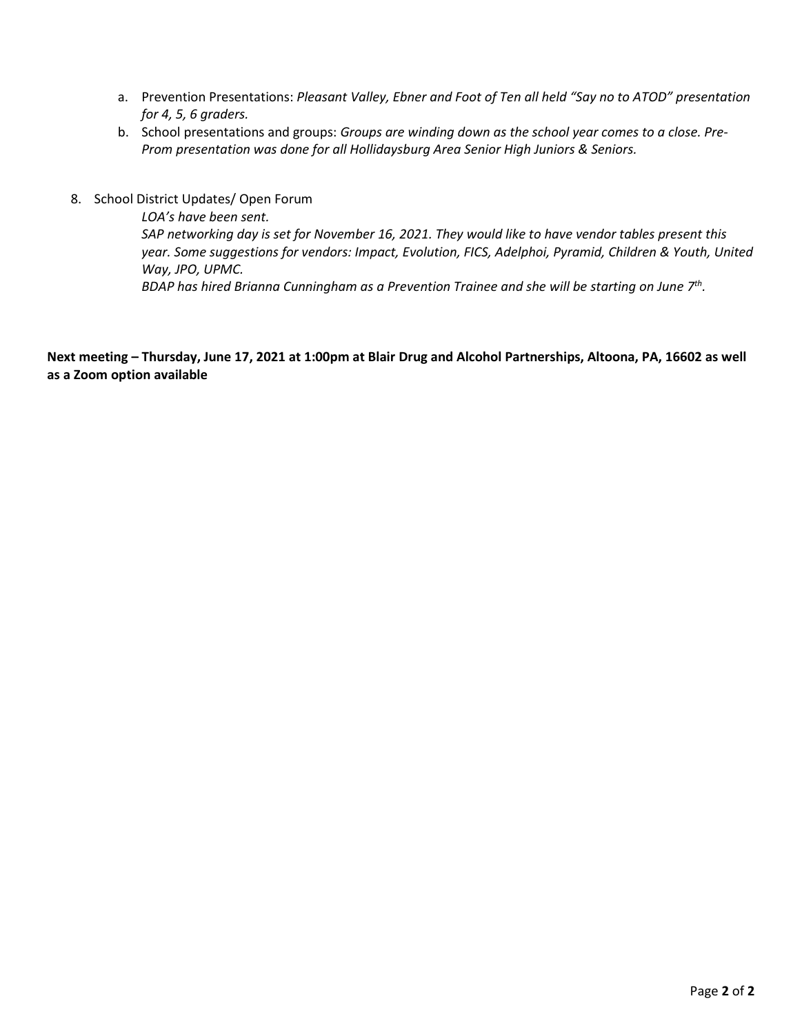a. Prevention Presentations: *Pleasant Valley, Ebner and Foot of Ten all held "Say no to ATOD" presentation for 4, 5, 6 graders.*
b. School presentations and groups: *Groups are winding down as the school year comes to a close. Pre-Prom presentation was done for all Hollidaysburg Area Senior High Juniors & Seniors.*

8. School District Updates/ Open Forum

    *LOA's have been sent.*
    *SAP networking day is set for November 16, 2021. They would like to have vendor tables present this year. Some suggestions for vendors: Impact, Evolution, FICS, Adelphoi, Pyramid, Children & Youth, United Way, JPO, UPMC.*
    *BDAP has hired Brianna Cunningham as a Prevention Trainee and she will be starting on June 7th.*

**Next meeting – Thursday, June 17, 2021 at 1:00pm at Blair Drug and Alcohol Partnerships, Altoona, PA, 16602 as well as a Zoom option available**